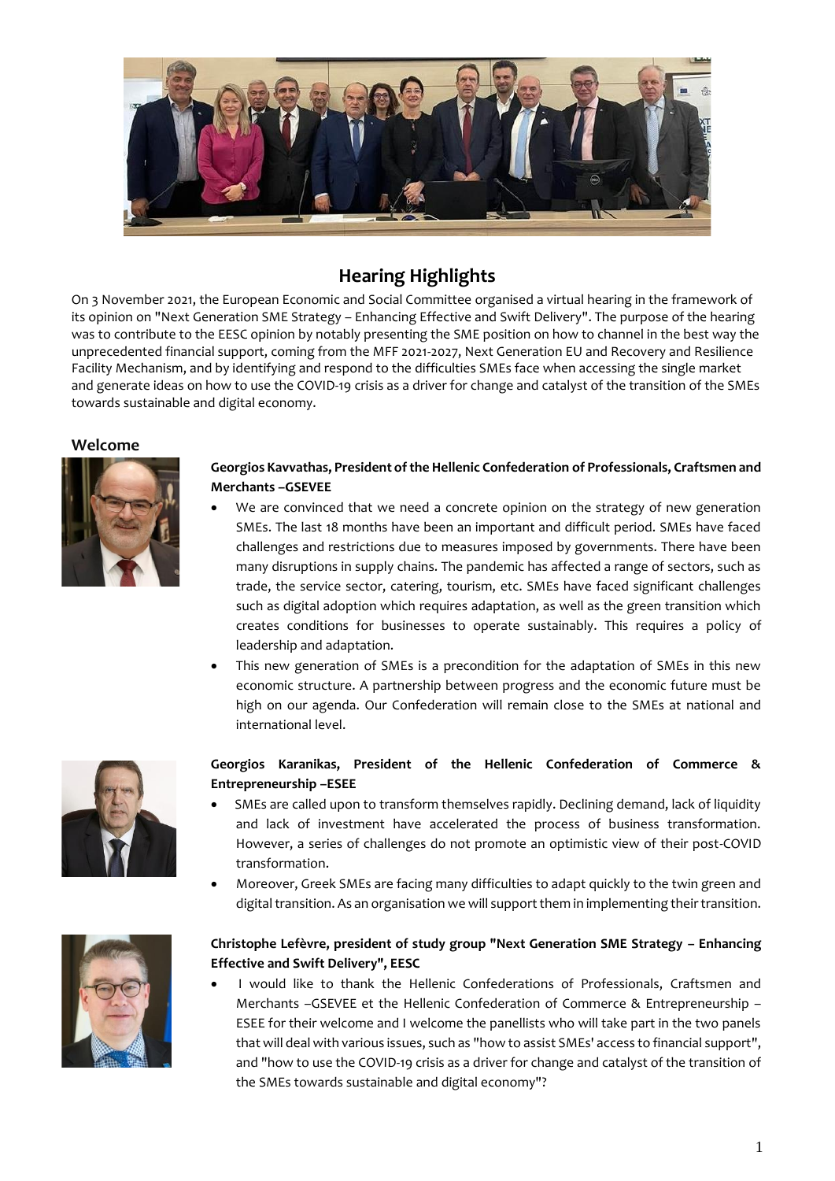## Hearing Highlights

On 3 November 2021, the European Economic and Social Committee organised a virtual hearing in the framework of its opinion on "Next Generation SME Strategy – Enhancing Effective and Swift Delivery". The purpose of the hearing was to contribute to the EESC opinion by notably presenting the SME position on how to channel in the best way the unprecedented financial support, coming from the MFF 2021-2027, Next Generation EU and Recovery and Resilience Facility Mechanism, and by identifying and respond to the difficulties SMEs face when accessing the single market and generate ideas on how to use the COVID-19 crisis as a driver for change and catalyst of the transition of the SMEs towards sustainable and digital economy.

### Welcome

**Georgios Kavvathas, President of the Hellenic Confederation of Professionals, Craftsmen and Merchants –GSEVEE**

- We are convinced that we need a concrete opinion on the strategy of new generation SMEs. The last 18 months have been an important and difficult period. SMEs have faced challenges and restrictions due to measures imposed by governments. There have been many disruptions in supply chains. The pandemic has affected a range of sectors, such as trade, the service sector, catering, tourism, etc. SMEs have faced significant challenges such as digital adoption which requires adaptation, as well as the green transition which creates conditions for businesses to operate sustainably. This requires a policy of leadership and adaptation.
- This new generation of SMEs is a precondition for the adaptation of SMEs in this new economic structure. A partnership between progress and the economic future must be high on our agenda. Our Confederation will remain close to the SMEs at national and international level.

**Georgios Karanikas, President of the Hellenic Confederation of Commerce & Entrepreneurship –ESEE**

- SMEs are called upon to transform themselves rapidly. Declining demand, lack of liquidity and lack of investment have accelerated the process of business transformation. However, a series of challenges do not promote an optimistic view of their post-COVID transformation.
- Moreover, Greek SMEs are facing many difficulties to adapt quickly to the twin green and digital transition. As an organisation we will support them in implementing their transition.

**Christophe Lefèvre, president of study group "Next Generation SME Strategy – Enhancing Effective and Swift Delivery", EESC**

- I would like to thank the Hellenic Confederations of Professionals, Craftsmen and Merchants –GSEVEE et the Hellenic Confederation of Commerce & Entrepreneurship –ESEE for their welcome and I welcome the panellists who will take part in the two panels that will deal with various issues, such as "how to assist SMEs' access to financial support", and "how to use the COVID-19 crisis as a driver for change and catalyst of the transition of the SMEs towards sustainable and digital economy"?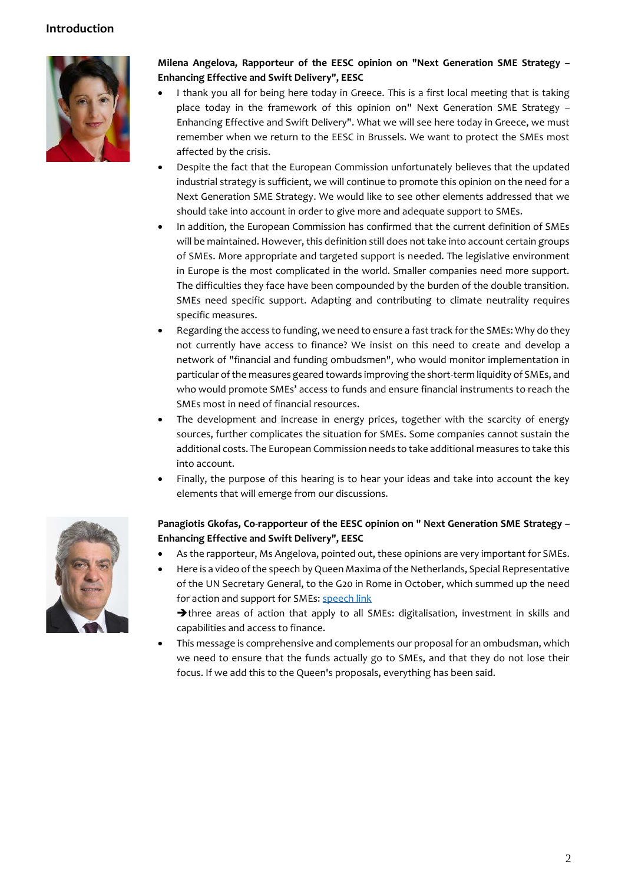## Introduction

**Milena Angelova, Rapporteur of the EESC opinion on "Next Generation SME Strategy – Enhancing Effective and Swift Delivery", EESC**

- I thank you all for being here today in Greece. This is a first local meeting that is taking place today in the framework of this opinion on" Next Generation SME Strategy – Enhancing Effective and Swift Delivery". What we will see here today in Greece, we must remember when we return to the EESC in Brussels. We want to protect the SMEs most affected by the crisis.
- Despite the fact that the European Commission unfortunately believes that the updated industrial strategy is sufficient, we will continue to promote this opinion on the need for a Next Generation SME Strategy. We would like to see other elements addressed that we should take into account in order to give more and adequate support to SMEs.
- In addition, the European Commission has confirmed that the current definition of SMEs will be maintained. However, this definition still does not take into account certain groups of SMEs. More appropriate and targeted support is needed. The legislative environment in Europe is the most complicated in the world. Smaller companies need more support. The difficulties they face have been compounded by the burden of the double transition. SMEs need specific support. Adapting and contributing to climate neutrality requires specific measures.
- Regarding the access to funding, we need to ensure a fast track for the SMEs: Why do they not currently have access to finance? We insist on this need to create and develop a network of "financial and funding ombudsmen", who would monitor implementation in particular of the measures geared towards improving the short-term liquidity of SMEs, and who would promote SMEs' access to funds and ensure financial instruments to reach the SMEs most in need of financial resources.
- The development and increase in energy prices, together with the scarcity of energy sources, further complicates the situation for SMEs. Some companies cannot sustain the additional costs. The European Commission needs to take additional measures to take this into account.
- Finally, the purpose of this hearing is to hear your ideas and take into account the key elements that will emerge from our discussions.

**Panagiotis Gkofas, Co-rapporteur of the EESC opinion on " Next Generation SME Strategy – Enhancing Effective and Swift Delivery", EESC**

- As the rapporteur, Ms Angelova, pointed out, these opinions are very important for SMEs.
- Here is a video of the speech by Queen Maxima of the Netherlands, Special Representative of the UN Secretary General, to the G20 in Rome in October, which summed up the need for action and support for SMEs: [speech link]

  ➔three areas of action that apply to all SMEs: digitalisation, investment in skills and capabilities and access to finance.
- This message is comprehensive and complements our proposal for an ombudsman, which we need to ensure that the funds actually go to SMEs, and that they do not lose their focus. If we add this to the Queen's proposals, everything has been said.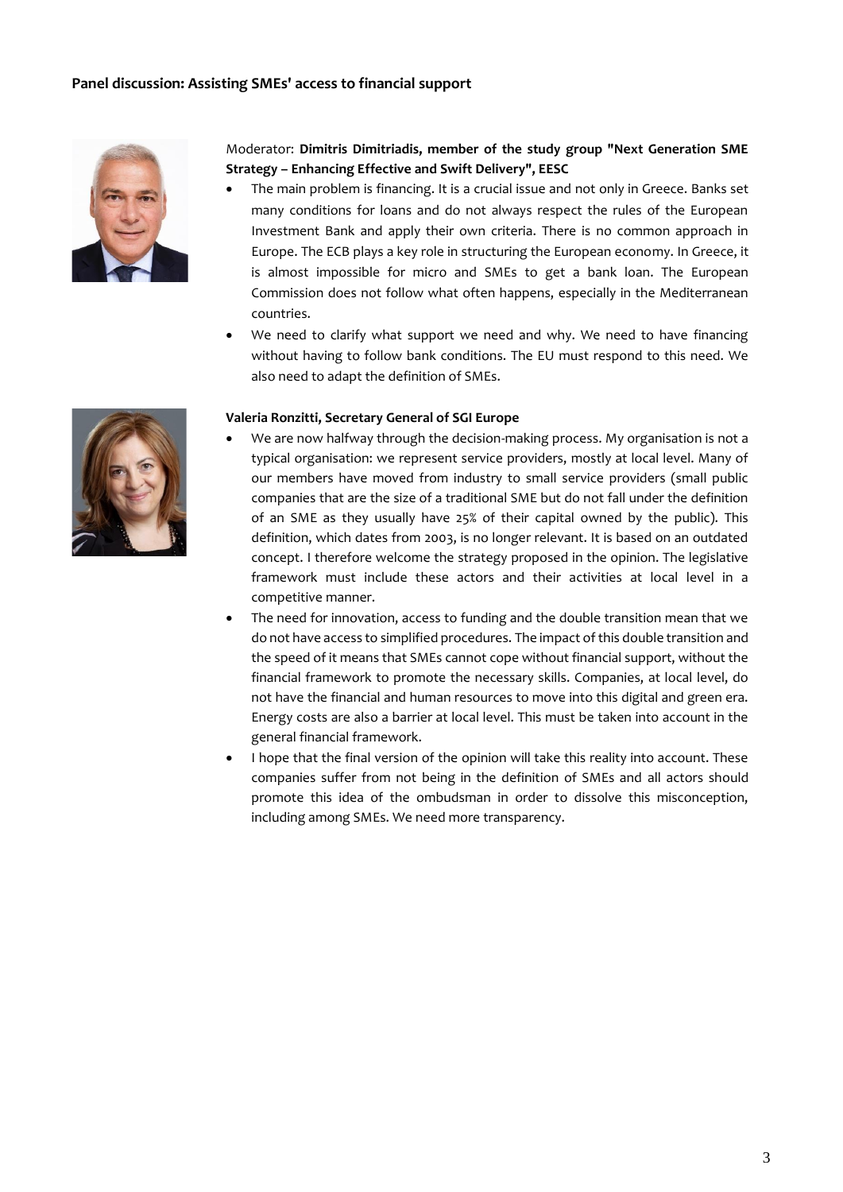## Panel discussion: Assisting SMEs' access to financial support

Moderator: **Dimitris Dimitriadis, member of the study group "Next Generation SME Strategy – Enhancing Effective and Swift Delivery", EESC**

- The main problem is financing. It is a crucial issue and not only in Greece. Banks set many conditions for loans and do not always respect the rules of the European Investment Bank and apply their own criteria. There is no common approach in Europe. The ECB plays a key role in structuring the European economy. In Greece, it is almost impossible for micro and SMEs to get a bank loan. The European Commission does not follow what often happens, especially in the Mediterranean countries.
- We need to clarify what support we need and why. We need to have financing without having to follow bank conditions. The EU must respond to this need. We also need to adapt the definition of SMEs.

**Valeria Ronzitti, Secretary General of SGI Europe**

- We are now halfway through the decision-making process. My organisation is not a typical organisation: we represent service providers, mostly at local level. Many of our members have moved from industry to small service providers (small public companies that are the size of a traditional SME but do not fall under the definition of an SME as they usually have 25% of their capital owned by the public). This definition, which dates from 2003, is no longer relevant. It is based on an outdated concept. I therefore welcome the strategy proposed in the opinion. The legislative framework must include these actors and their activities at local level in a competitive manner.
- The need for innovation, access to funding and the double transition mean that we do not have access to simplified procedures. The impact of this double transition and the speed of it means that SMEs cannot cope without financial support, without the financial framework to promote the necessary skills. Companies, at local level, do not have the financial and human resources to move into this digital and green era. Energy costs are also a barrier at local level. This must be taken into account in the general financial framework.
- I hope that the final version of the opinion will take this reality into account. These companies suffer from not being in the definition of SMEs and all actors should promote this idea of the ombudsman in order to dissolve this misconception, including among SMEs. We need more transparency.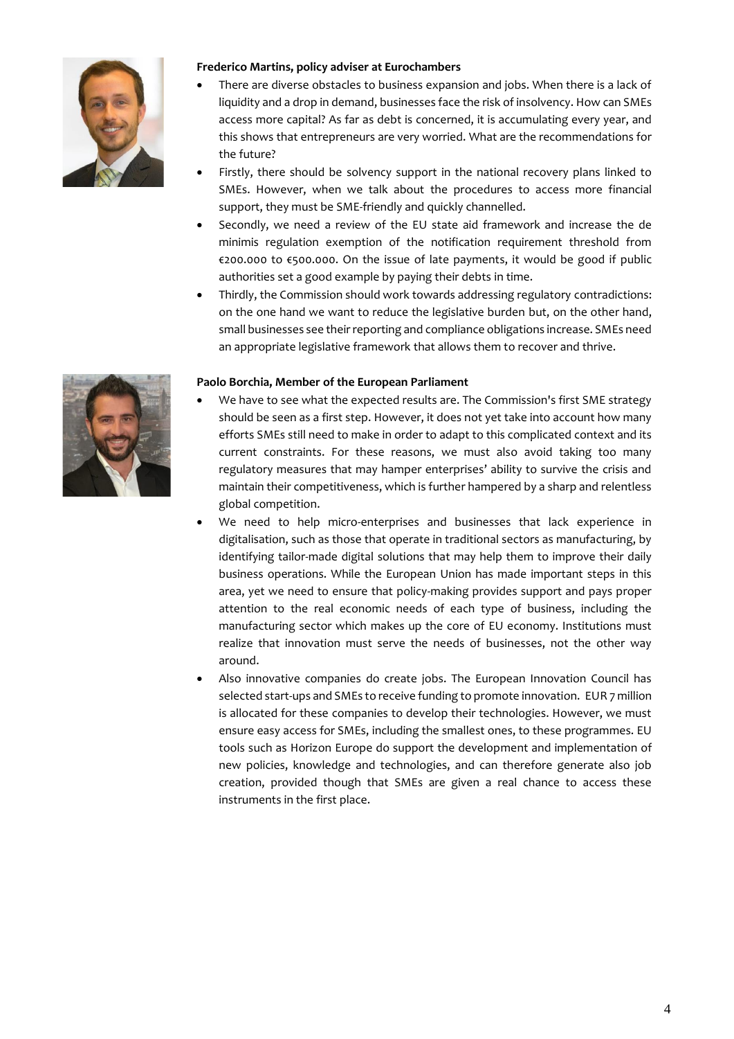**Frederico Martins, policy adviser at Eurochambers**

- There are diverse obstacles to business expansion and jobs. When there is a lack of liquidity and a drop in demand, businesses face the risk of insolvency. How can SMEs access more capital? As far as debt is concerned, it is accumulating every year, and this shows that entrepreneurs are very worried. What are the recommendations for the future?
- Firstly, there should be solvency support in the national recovery plans linked to SMEs. However, when we talk about the procedures to access more financial support, they must be SME-friendly and quickly channelled.
- Secondly, we need a review of the EU state aid framework and increase the de minimis regulation exemption of the notification requirement threshold from €200.000 to €500.000. On the issue of late payments, it would be good if public authorities set a good example by paying their debts in time.
- Thirdly, the Commission should work towards addressing regulatory contradictions: on the one hand we want to reduce the legislative burden but, on the other hand, small businesses see their reporting and compliance obligations increase. SMEs need an appropriate legislative framework that allows them to recover and thrive.

**Paolo Borchia, Member of the European Parliament**

- We have to see what the expected results are. The Commission's first SME strategy should be seen as a first step. However, it does not yet take into account how many efforts SMEs still need to make in order to adapt to this complicated context and its current constraints. For these reasons, we must also avoid taking too many regulatory measures that may hamper enterprises' ability to survive the crisis and maintain their competitiveness, which is further hampered by a sharp and relentless global competition.
- We need to help micro-enterprises and businesses that lack experience in digitalisation, such as those that operate in traditional sectors as manufacturing, by identifying tailor-made digital solutions that may help them to improve their daily business operations. While the European Union has made important steps in this area, yet we need to ensure that policy-making provides support and pays proper attention to the real economic needs of each type of business, including the manufacturing sector which makes up the core of EU economy. Institutions must realize that innovation must serve the needs of businesses, not the other way around.
- Also innovative companies do create jobs. The European Innovation Council has selected start-ups and SMEs to receive funding to promote innovation. EUR 7 million is allocated for these companies to develop their technologies. However, we must ensure easy access for SMEs, including the smallest ones, to these programmes. EU tools such as Horizon Europe do support the development and implementation of new policies, knowledge and technologies, and can therefore generate also job creation, provided though that SMEs are given a real chance to access these instruments in the first place.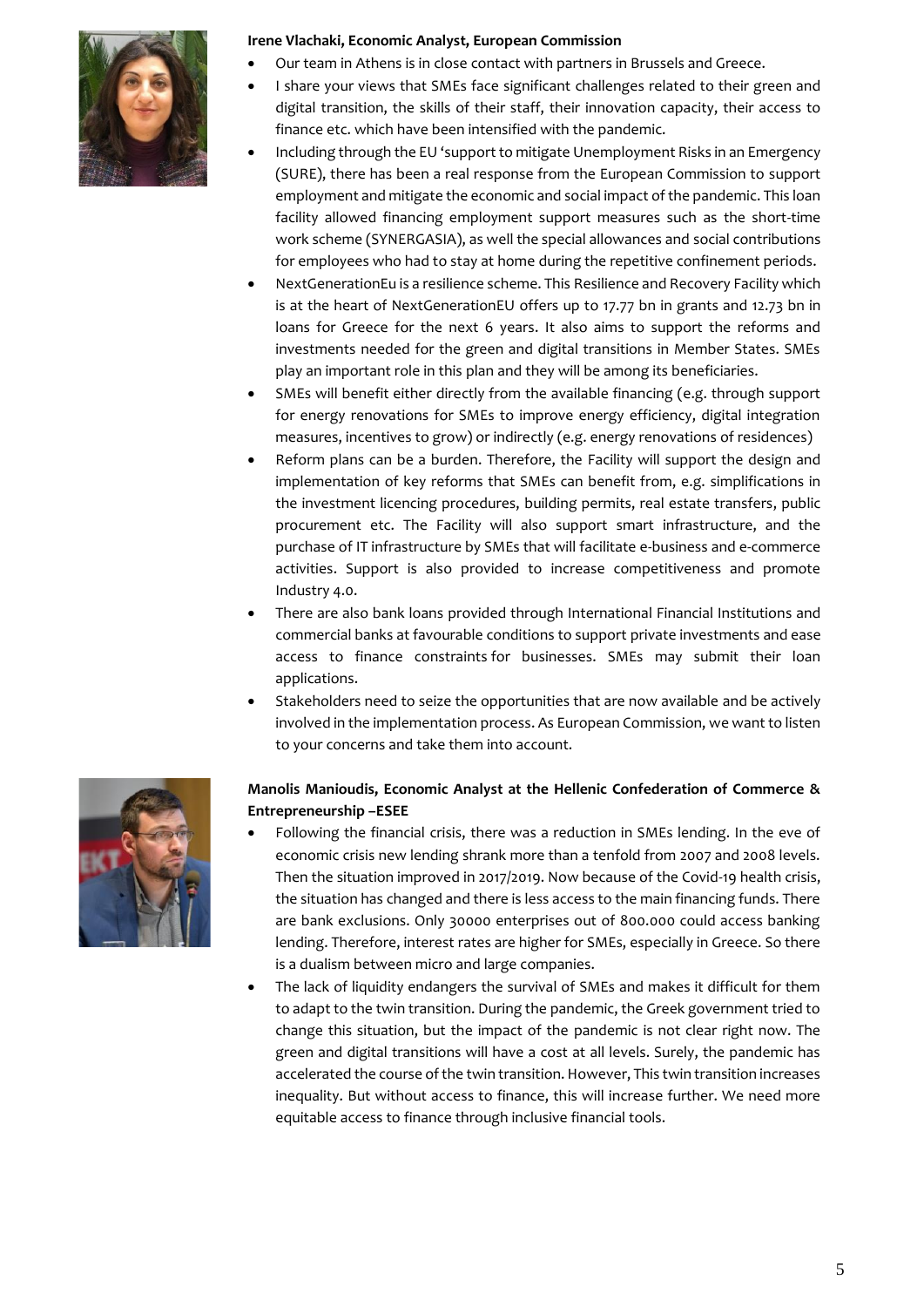**Irene Vlachaki, Economic Analyst, European Commission**

- Our team in Athens is in close contact with partners in Brussels and Greece.
- I share your views that SMEs face significant challenges related to their green and digital transition, the skills of their staff, their innovation capacity, their access to finance etc. which have been intensified with the pandemic.
- Including through the EU 'support to mitigate Unemployment Risks in an Emergency (SURE), there has been a real response from the European Commission to support employment and mitigate the economic and social impact of the pandemic. This loan facility allowed financing employment support measures such as the short-time work scheme (SYNERGASIA), as well the special allowances and social contributions for employees who had to stay at home during the repetitive confinement periods.
- NextGenerationEu is a resilience scheme. This Resilience and Recovery Facility which is at the heart of NextGenerationEU offers up to 17.77 bn in grants and 12.73 bn in loans for Greece for the next 6 years. It also aims to support the reforms and investments needed for the green and digital transitions in Member States. SMEs play an important role in this plan and they will be among its beneficiaries.
- SMEs will benefit either directly from the available financing (e.g. through support for energy renovations for SMEs to improve energy efficiency, digital integration measures, incentives to grow) or indirectly (e.g. energy renovations of residences)
- Reform plans can be a burden. Therefore, the Facility will support the design and implementation of key reforms that SMEs can benefit from, e.g. simplifications in the investment licencing procedures, building permits, real estate transfers, public procurement etc. The Facility will also support smart infrastructure, and the purchase of IT infrastructure by SMEs that will facilitate e-business and e-commerce activities. Support is also provided to increase competitiveness and promote Industry 4.0.
- There are also bank loans provided through International Financial Institutions and commercial banks at favourable conditions to support private investments and ease access to finance constraints for businesses. SMEs may submit their loan applications.
- Stakeholders need to seize the opportunities that are now available and be actively involved in the implementation process. As European Commission, we want to listen to your concerns and take them into account.

**Manolis Manioudis, Economic Analyst at the Hellenic Confederation of Commerce & Entrepreneurship –ESEE**

- Following the financial crisis, there was a reduction in SMEs lending. In the eve of economic crisis new lending shrank more than a tenfold from 2007 and 2008 levels. Then the situation improved in 2017/2019. Now because of the Covid-19 health crisis, the situation has changed and there is less access to the main financing funds. There are bank exclusions. Only 30000 enterprises out of 800.000 could access banking lending. Therefore, interest rates are higher for SMEs, especially in Greece. So there is a dualism between micro and large companies.
- The lack of liquidity endangers the survival of SMEs and makes it difficult for them to adapt to the twin transition. During the pandemic, the Greek government tried to change this situation, but the impact of the pandemic is not clear right now. The green and digital transitions will have a cost at all levels. Surely, the pandemic has accelerated the course of the twin transition. However, This twin transition increases inequality. But without access to finance, this will increase further. We need more equitable access to finance through inclusive financial tools.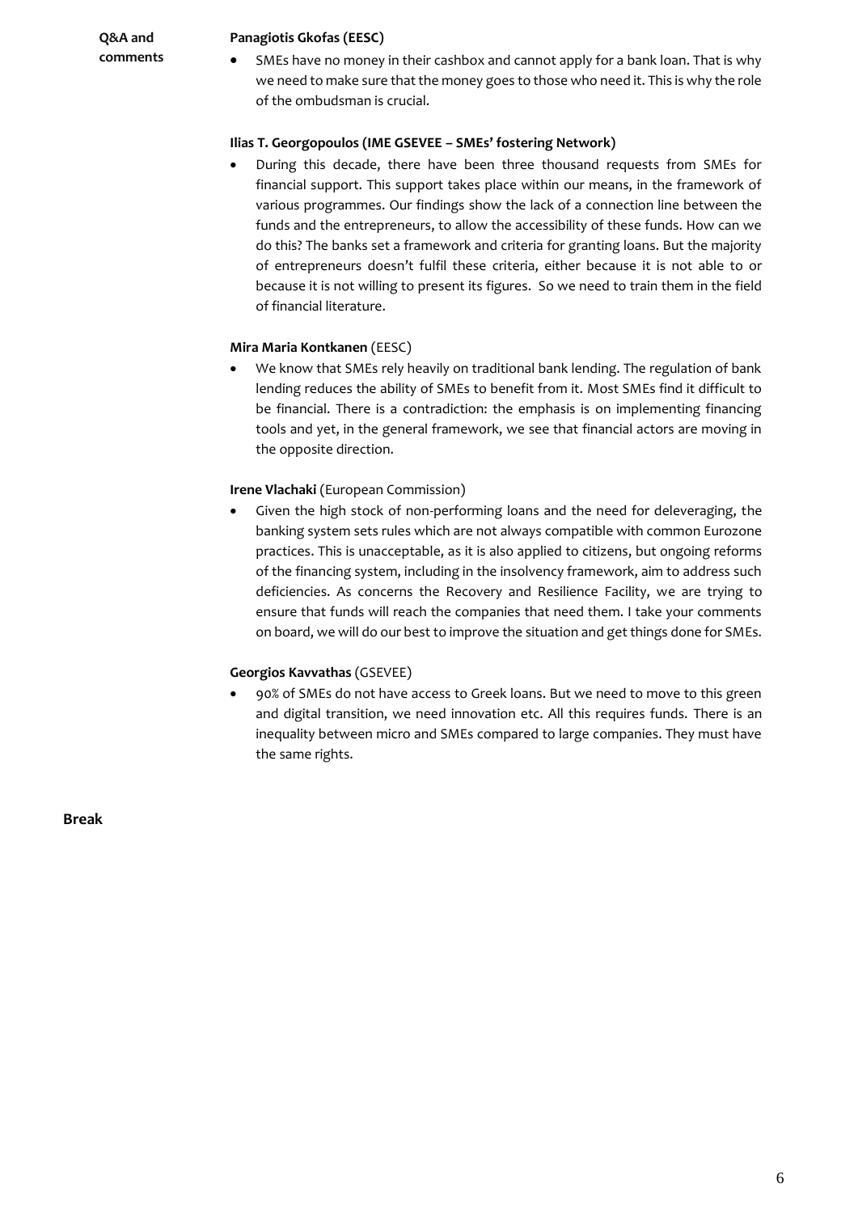**Q&A and comments**

**Panagiotis Gkofas (EESC)**

- SMEs have no money in their cashbox and cannot apply for a bank loan. That is why we need to make sure that the money goes to those who need it. This is why the role of the ombudsman is crucial.

**Ilias T. Georgopoulos (IME GSEVEE – SMEs' fostering Network)**

- During this decade, there have been three thousand requests from SMEs for financial support. This support takes place within our means, in the framework of various programmes. Our findings show the lack of a connection line between the funds and the entrepreneurs, to allow the accessibility of these funds. How can we do this? The banks set a framework and criteria for granting loans. But the majority of entrepreneurs doesn't fulfil these criteria, either because it is not able to or because it is not willing to present its figures. So we need to train them in the field of financial literature.

**Mira Maria Kontkanen** (EESC)

- We know that SMEs rely heavily on traditional bank lending. The regulation of bank lending reduces the ability of SMEs to benefit from it. Most SMEs find it difficult to be financial. There is a contradiction: the emphasis is on implementing financing tools and yet, in the general framework, we see that financial actors are moving in the opposite direction.

**Irene Vlachaki** (European Commission)

- Given the high stock of non-performing loans and the need for deleveraging, the banking system sets rules which are not always compatible with common Eurozone practices. This is unacceptable, as it is also applied to citizens, but ongoing reforms of the financing system, including in the insolvency framework, aim to address such deficiencies. As concerns the Recovery and Resilience Facility, we are trying to ensure that funds will reach the companies that need them. I take your comments on board, we will do our best to improve the situation and get things done for SMEs.

**Georgios Kavvathas** (GSEVEE)

- 90% of SMEs do not have access to Greek loans. But we need to move to this green and digital transition, we need innovation etc. All this requires funds. There is an inequality between micro and SMEs compared to large companies. They must have the same rights.

**Break**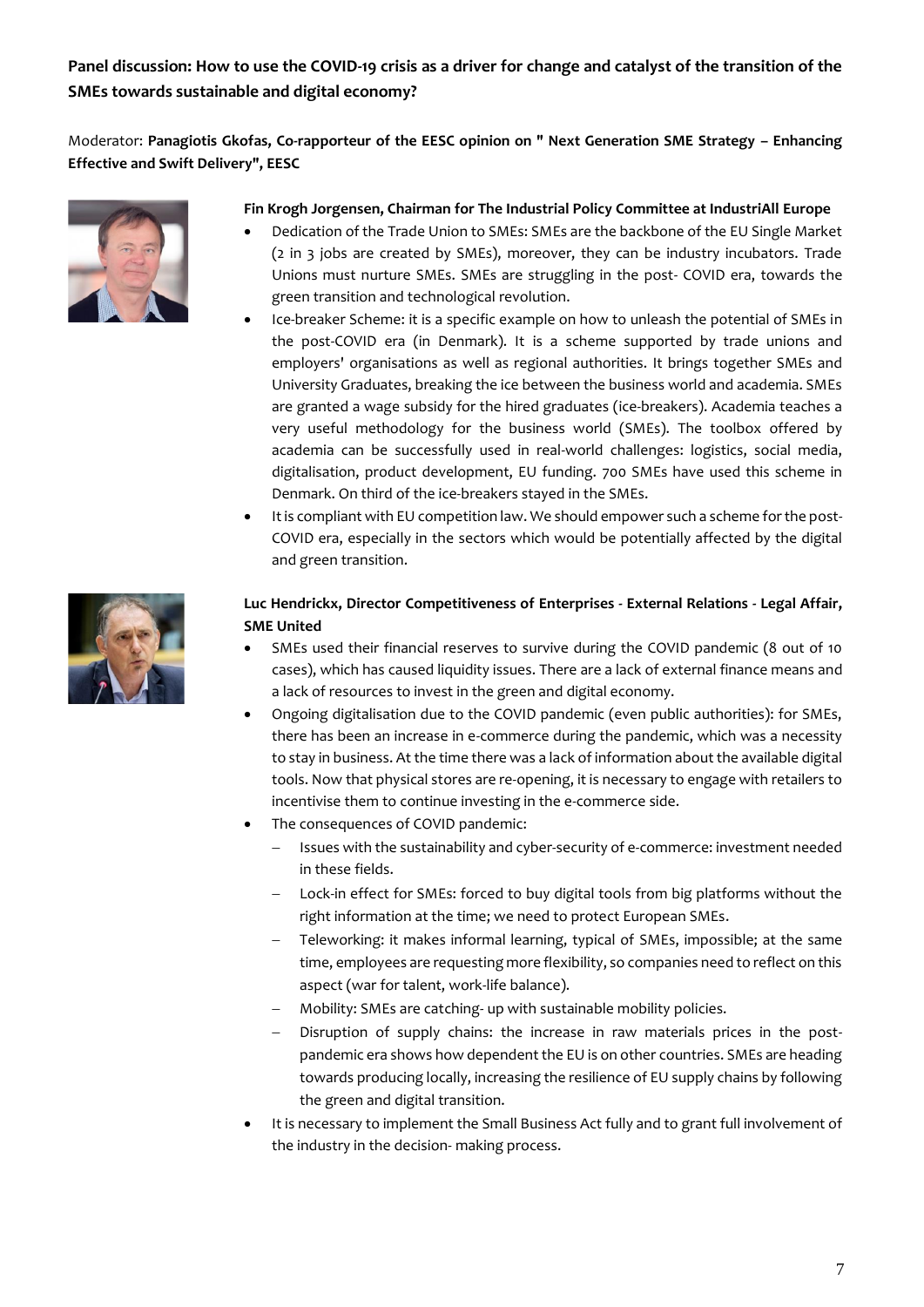**Panel discussion: How to use the COVID-19 crisis as a driver for change and catalyst of the transition of the SMEs towards sustainable and digital economy?**

Moderator: **Panagiotis Gkofas, Co-rapporteur of the EESC opinion on " Next Generation SME Strategy – Enhancing Effective and Swift Delivery", EESC**

**Fin Krogh Jorgensen, Chairman for The Industrial Policy Committee at IndustriAll Europe**

- Dedication of the Trade Union to SMEs: SMEs are the backbone of the EU Single Market (2 in 3 jobs are created by SMEs), moreover, they can be industry incubators. Trade Unions must nurture SMEs. SMEs are struggling in the post- COVID era, towards the green transition and technological revolution.
- Ice-breaker Scheme: it is a specific example on how to unleash the potential of SMEs in the post-COVID era (in Denmark). It is a scheme supported by trade unions and employers' organisations as well as regional authorities. It brings together SMEs and University Graduates, breaking the ice between the business world and academia. SMEs are granted a wage subsidy for the hired graduates (ice-breakers). Academia teaches a very useful methodology for the business world (SMEs). The toolbox offered by academia can be successfully used in real-world challenges: logistics, social media, digitalisation, product development, EU funding. 700 SMEs have used this scheme in Denmark. On third of the ice-breakers stayed in the SMEs.
- It is compliant with EU competition law. We should empower such a scheme for the post-COVID era, especially in the sectors which would be potentially affected by the digital and green transition.

**Luc Hendrickx, Director Competitiveness of Enterprises - External Relations - Legal Affair, SME United**

- SMEs used their financial reserves to survive during the COVID pandemic (8 out of 10 cases), which has caused liquidity issues. There are a lack of external finance means and a lack of resources to invest in the green and digital economy.
- Ongoing digitalisation due to the COVID pandemic (even public authorities): for SMEs, there has been an increase in e-commerce during the pandemic, which was a necessity to stay in business. At the time there was a lack of information about the available digital tools. Now that physical stores are re-opening, it is necessary to engage with retailers to incentivise them to continue investing in the e-commerce side.
- The consequences of COVID pandemic:
  - Issues with the sustainability and cyber-security of e-commerce: investment needed in these fields.
  - Lock-in effect for SMEs: forced to buy digital tools from big platforms without the right information at the time; we need to protect European SMEs.
  - Teleworking: it makes informal learning, typical of SMEs, impossible; at the same time, employees are requesting more flexibility, so companies need to reflect on this aspect (war for talent, work-life balance).
  - Mobility: SMEs are catching- up with sustainable mobility policies.
  - Disruption of supply chains: the increase in raw materials prices in the post-pandemic era shows how dependent the EU is on other countries. SMEs are heading towards producing locally, increasing the resilience of EU supply chains by following the green and digital transition.
- It is necessary to implement the Small Business Act fully and to grant full involvement of the industry in the decision- making process.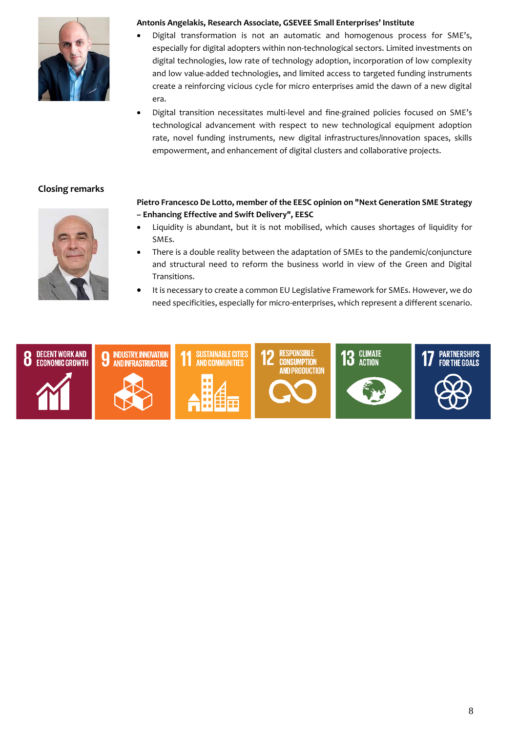**Antonis Angelakis, Research Associate, GSEVEE Small Enterprises' Institute**

- Digital transformation is not an automatic and homogenous process for SME's, especially for digital adopters within non-technological sectors. Limited investments on digital technologies, low rate of technology adoption, incorporation of low complexity and low value-added technologies, and limited access to targeted funding instruments create a reinforcing vicious cycle for micro enterprises amid the dawn of a new digital era.
- Digital transition necessitates multi-level and fine-grained policies focused on SME's technological advancement with respect to new technological equipment adoption rate, novel funding instruments, new digital infrastructures/innovation spaces, skills empowerment, and enhancement of digital clusters and collaborative projects.

## Closing remarks

**Pietro Francesco De Lotto, member of the EESC opinion on "Next Generation SME Strategy – Enhancing Effective and Swift Delivery", EESC**

- Liquidity is abundant, but it is not mobilised, which causes shortages of liquidity for SMEs.
- There is a double reality between the adaptation of SMEs to the pandemic/conjuncture and structural need to reform the business world in view of the Green and Digital Transitions.
- It is necessary to create a common EU Legislative Framework for SMEs. However, we do need specificities, especially for micro-enterprises, which represent a different scenario.

8 DECENT WORK AND ECONOMIC GROWTH

9 INDUSTRY, INNOVATION AND INFRASTRUCTURE

11 SUSTAINABLE CITIES AND COMMUNITIES

12 RESPONSIBLE CONSUMPTION AND PRODUCTION

13 CLIMATE ACTION

17 PARTNERSHIPS FOR THE GOALS